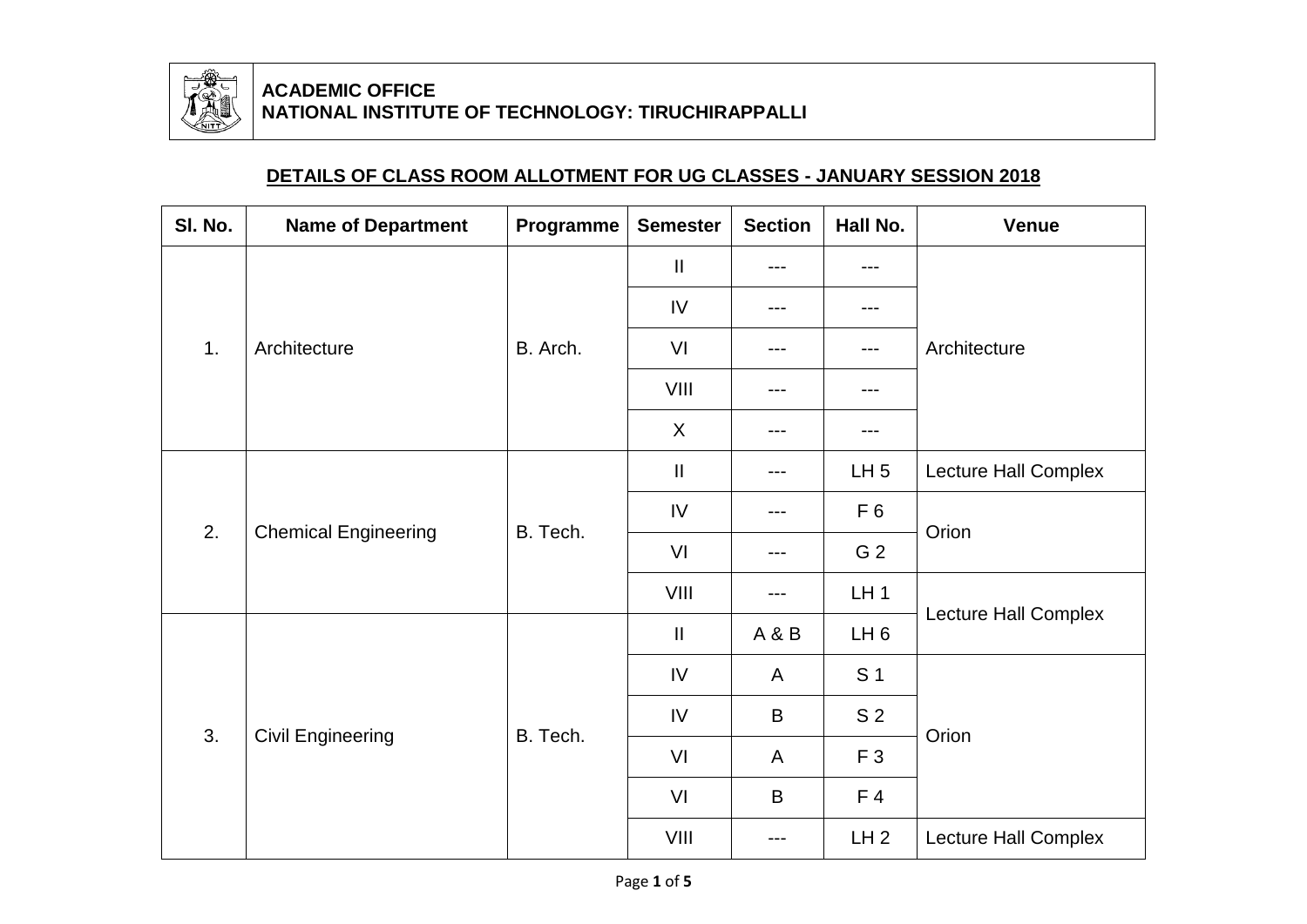**ACADEMIC OFFICE**
**NATIONAL INSTITUTE OF TECHNOLOGY: TIRUCHIRAPPALLI**

## DETAILS OF CLASS ROOM ALLOTMENT FOR UG CLASSES - JANUARY SESSION 2018

| Sl. No. | Name of Department | Programme | Semester | Section | Hall No. | Venue |
|---|---|---|---|---|---|---|
| 1. | Architecture | B. Arch. | II | --- | --- | Architecture |
| | | | IV | --- | --- | |
| | | | VI | --- | --- | |
| | | | VIII | --- | --- | |
| | | | X | --- | --- | |
| 2. | Chemical Engineering | B. Tech. | II | --- | LH 5 | Lecture Hall Complex |
| | | | IV | --- | F 6 | Orion |
| | | | VI | --- | G 2 | |
| | | | VIII | --- | LH 1 | Lecture Hall Complex |
| 3. | Civil Engineering | B. Tech. | II | A & B | LH 6 | |
| | | | IV | A | S 1 | Orion |
| | | | IV | B | S 2 | |
| | | | VI | A | F 3 | |
| | | | VI | B | F 4 | |
| | | | VIII | --- | LH 2 | Lecture Hall Complex |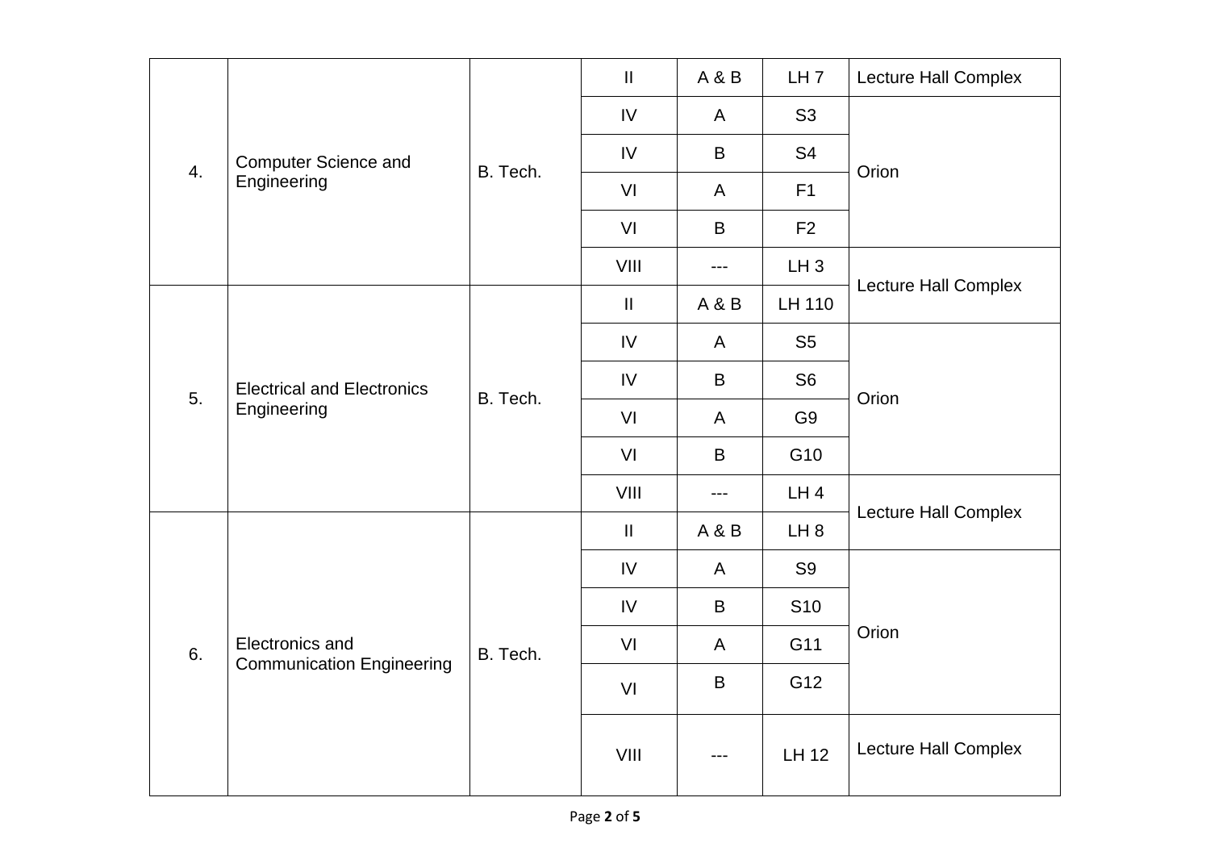| 4. | Computer Science and Engineering | B. Tech. | II | A & B | LH 7 | Lecture Hall Complex |
|---|---|---|---|---|---|---|
| | | | IV | A | S3 | Orion |
| | | | IV | B | S4 | |
| | | | VI | A | F1 | |
| | | | VI | B | F2 | |
| | | | VIII | --- | LH 3 | Lecture Hall Complex |
| 5. | Electrical and Electronics Engineering | B. Tech. | II | A & B | LH 110 | |
| | | | IV | A | S5 | Orion |
| | | | IV | B | S6 | |
| | | | VI | A | G9 | |
| | | | VI | B | G10 | |
| | | | VIII | --- | LH 4 | Lecture Hall Complex |
| 6. | Electronics and Communication Engineering | B. Tech. | II | A & B | LH 8 | |
| | | | IV | A | S9 | Orion |
| | | | IV | B | S10 | |
| | | | VI | A | G11 | |
| | | | VI | B | G12 | |
| | | | VIII | --- | LH 12 | Lecture Hall Complex |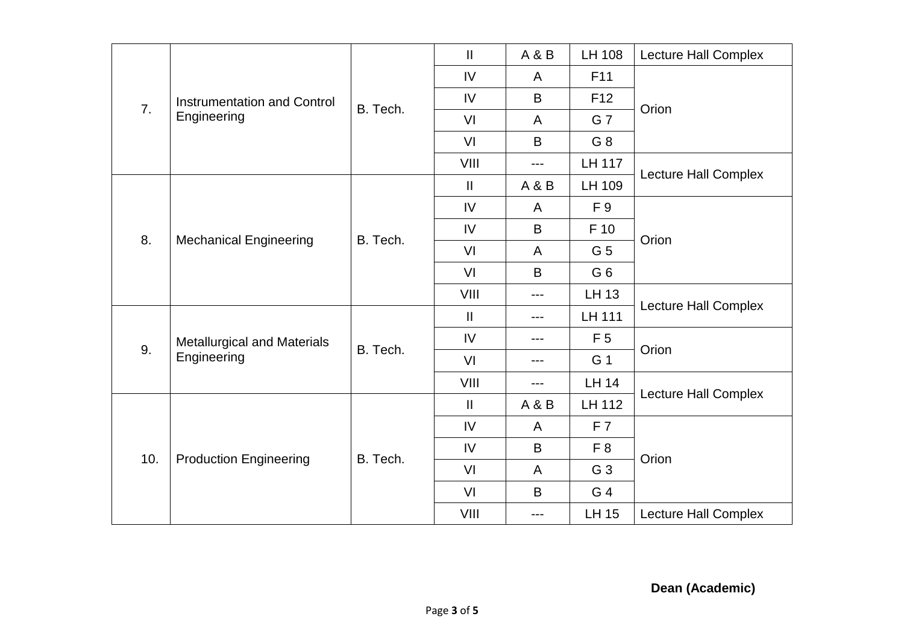| | | | II | A & B | LH 108 | Lecture Hall Complex |
|---|---|---|---|---|---|---|
| 7. | Instrumentation and Control Engineering | B. Tech. | IV | A | F11 | Orion |
| | | | IV | B | F12 | |
| | | | VI | A | G 7 | |
| | | | VI | B | G 8 | |
| | | | VIII | --- | LH 117 | Lecture Hall Complex |
| 8. | Mechanical Engineering | B. Tech. | II | A & B | LH 109 | |
| | | | IV | A | F 9 | Orion |
| | | | IV | B | F 10 | |
| | | | VI | A | G 5 | |
| | | | VI | B | G 6 | |
| | | | VIII | --- | LH 13 | Lecture Hall Complex |
| 9. | Metallurgical and Materials Engineering | B. Tech. | II | --- | LH 111 | |
| | | | IV | --- | F 5 | Orion |
| | | | VI | --- | G 1 | |
| | | | VIII | --- | LH 14 | Lecture Hall Complex |
| 10. | Production Engineering | B. Tech. | II | A & B | LH 112 | |
| | | | IV | A | F 7 | Orion |
| | | | IV | B | F 8 | |
| | | | VI | A | G 3 | |
| | | | VI | B | G 4 | |
| | | | VIII | --- | LH 15 | Lecture Hall Complex |

**Dean (Academic)**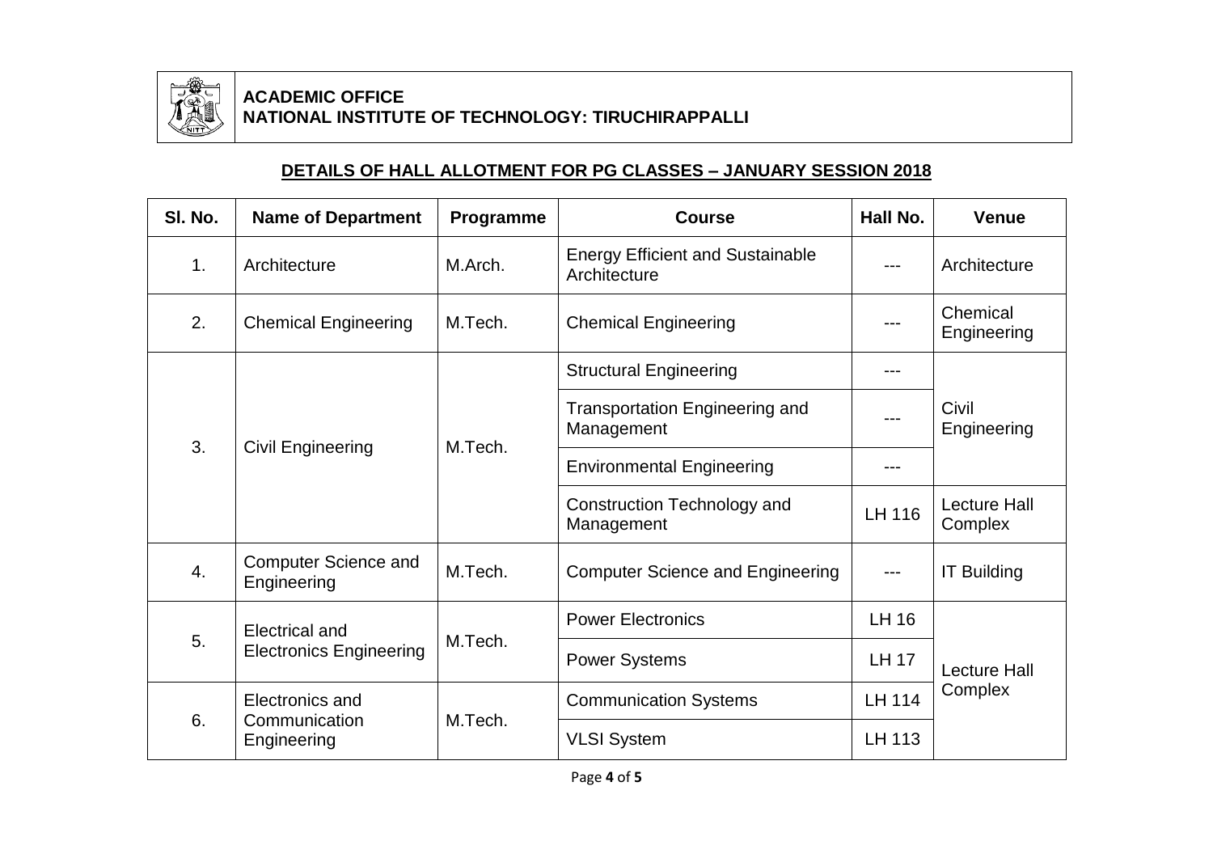**ACADEMIC OFFICE**
**NATIONAL INSTITUTE OF TECHNOLOGY: TIRUCHIRAPPALLI**

## DETAILS OF HALL ALLOTMENT FOR PG CLASSES – JANUARY SESSION 2018

| Sl. No. | Name of Department | Programme | Course | Hall No. | Venue |
|---|---|---|---|---|---|
| 1. | Architecture | M.Arch. | Energy Efficient and Sustainable Architecture | --- | Architecture |
| 2. | Chemical Engineering | M.Tech. | Chemical Engineering | --- | Chemical Engineering |
| 3. | Civil Engineering | M.Tech. | Structural Engineering | --- | Civil Engineering |
| | | | Transportation Engineering and Management | --- | |
| | | | Environmental Engineering | --- | |
| | | | Construction Technology and Management | LH 116 | Lecture Hall Complex |
| 4. | Computer Science and Engineering | M.Tech. | Computer Science and Engineering | --- | IT Building |
| 5. | Electrical and Electronics Engineering | M.Tech. | Power Electronics | LH 16 | Lecture Hall Complex |
| | | | Power Systems | LH 17 | |
| 6. | Electronics and Communication Engineering | M.Tech. | Communication Systems | LH 114 | |
| | | | VLSI System | LH 113 | |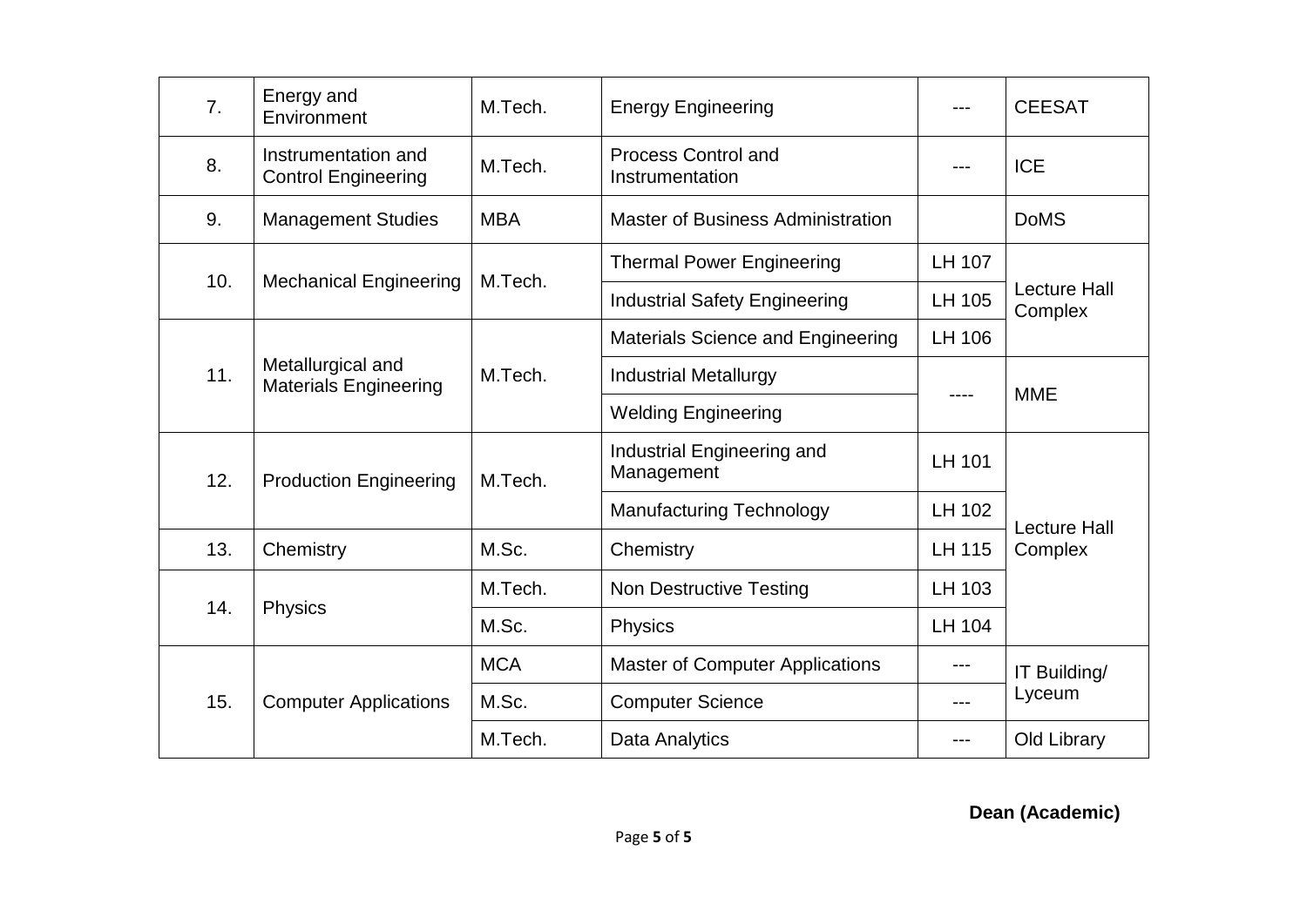| | | | | | |
|---|---|---|---|---|---|
| 7. | Energy and Environment | M.Tech. | Energy Engineering | --- | CEESAT |
| 8. | Instrumentation and Control Engineering | M.Tech. | Process Control and Instrumentation | --- | ICE |
| 9. | Management Studies | MBA | Master of Business Administration | | DoMS |
| 10. | Mechanical Engineering | M.Tech. | Thermal Power Engineering | LH 107 | Lecture Hall Complex |
| | | | Industrial Safety Engineering | LH 105 | |
| 11. | Metallurgical and Materials Engineering | M.Tech. | Materials Science and Engineering | LH 106 | |
| | | | Industrial Metallurgy | ---- | MME |
| | | | Welding Engineering | | |
| 12. | Production Engineering | M.Tech. | Industrial Engineering and Management | LH 101 | Lecture Hall Complex |
| | | | Manufacturing Technology | LH 102 | |
| 13. | Chemistry | M.Sc. | Chemistry | LH 115 | |
| 14. | Physics | M.Tech. | Non Destructive Testing | LH 103 | |
| | | M.Sc. | Physics | LH 104 | |
| 15. | Computer Applications | MCA | Master of Computer Applications | --- | IT Building/ Lyceum |
| | | M.Sc. | Computer Science | --- | |
| | | M.Tech. | Data Analytics | --- | Old Library |

**Dean (Academic)**